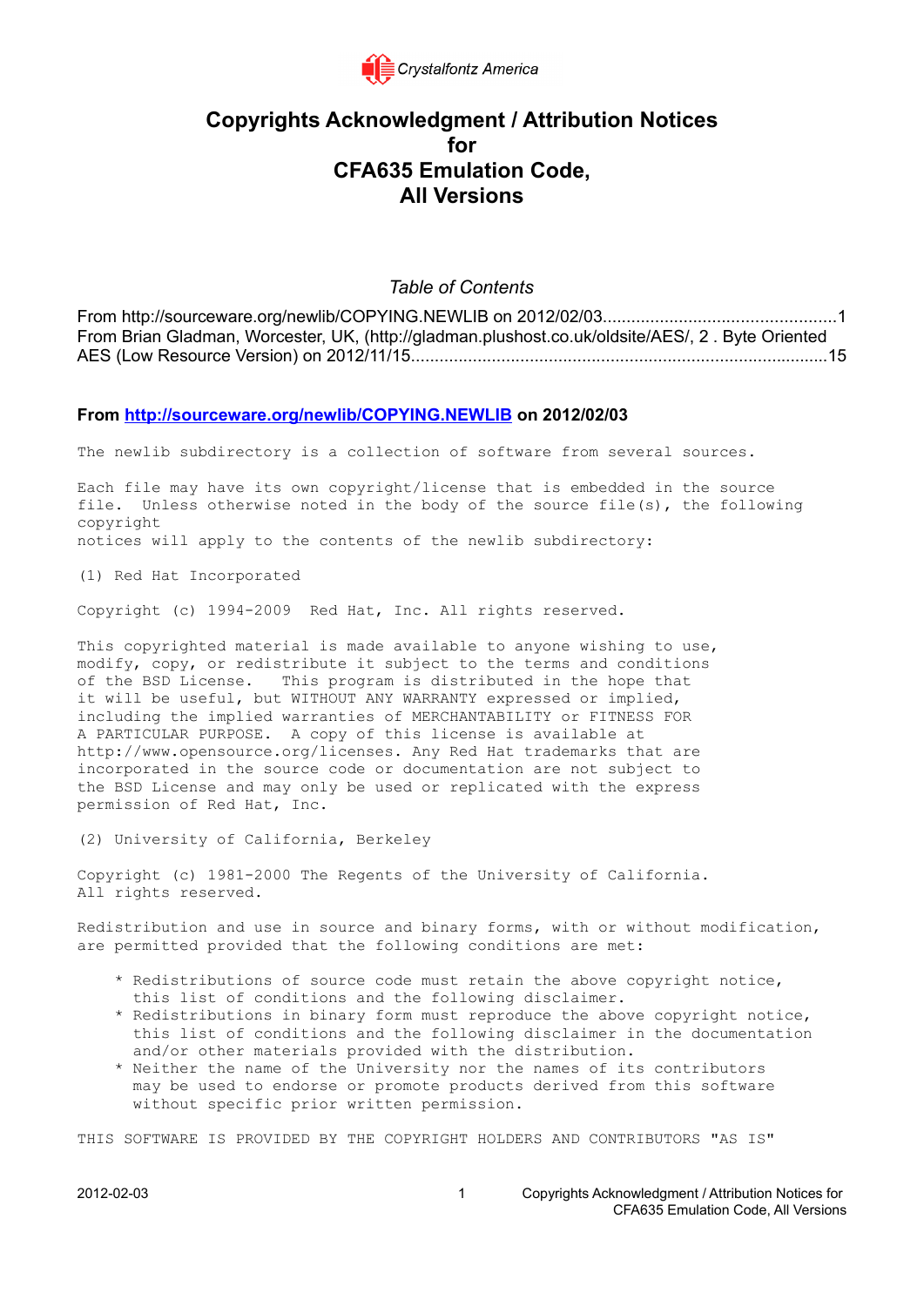Crystalfontz America

# Copyrights Acknowledgment / Attribution Notices for CFA635 Emulation Code, All Versions

*Table of Contents*

From http://sourceware.org/newlib/COPYING.NEWLIB on 2012/02/03................................................1
From Brian Gladman, Worcester, UK, (http://gladman.plushost.co.uk/oldsite/AES/, 2 . Byte Oriented AES (Low Resource Version) on 2012/11/15........................................................................................15

### From [http://sourceware.org/newlib/COPYING.NEWLIB](http://sourceware.org/newlib/COPYING.NEWLIB) on 2012/02/03

```
The newlib subdirectory is a collection of software from several sources.

Each file may have its own copyright/license that is embedded in the source
file.  Unless otherwise noted in the body of the source file(s), the following
copyright
notices will apply to the contents of the newlib subdirectory:

(1) Red Hat Incorporated

Copyright (c) 1994-2009  Red Hat, Inc. All rights reserved.

This copyrighted material is made available to anyone wishing to use,
modify, copy, or redistribute it subject to the terms and conditions
of the BSD License.   This program is distributed in the hope that
it will be useful, but WITHOUT ANY WARRANTY expressed or implied,
including the implied warranties of MERCHANTABILITY or FITNESS FOR
A PARTICULAR PURPOSE.  A copy of this license is available at
http://www.opensource.org/licenses. Any Red Hat trademarks that are
incorporated in the source code or documentation are not subject to
the BSD License and may only be used or replicated with the express
permission of Red Hat, Inc.

(2) University of California, Berkeley

Copyright (c) 1981-2000 The Regents of the University of California.
All rights reserved.

Redistribution and use in source and binary forms, with or without modification,
are permitted provided that the following conditions are met:

    * Redistributions of source code must retain the above copyright notice,
      this list of conditions and the following disclaimer.
    * Redistributions in binary form must reproduce the above copyright notice,
      this list of conditions and the following disclaimer in the documentation
      and/or other materials provided with the distribution.
    * Neither the name of the University nor the names of its contributors
      may be used to endorse or promote products derived from this software
      without specific prior written permission.

THIS SOFTWARE IS PROVIDED BY THE COPYRIGHT HOLDERS AND CONTRIBUTORS "AS IS"
```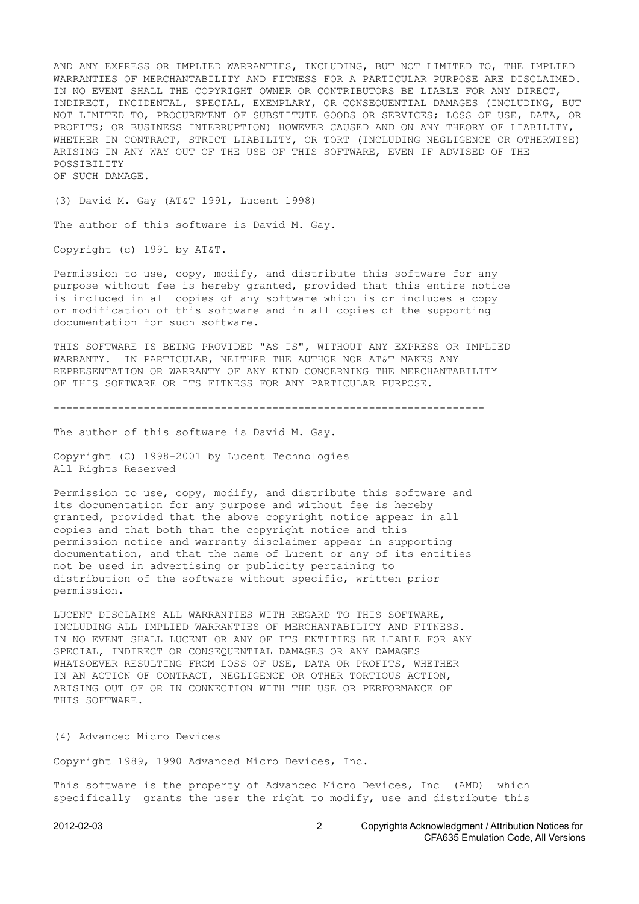AND ANY EXPRESS OR IMPLIED WARRANTIES, INCLUDING, BUT NOT LIMITED TO, THE IMPLIED WARRANTIES OF MERCHANTABILITY AND FITNESS FOR A PARTICULAR PURPOSE ARE DISCLAIMED. IN NO EVENT SHALL THE COPYRIGHT OWNER OR CONTRIBUTORS BE LIABLE FOR ANY DIRECT, INDIRECT, INCIDENTAL, SPECIAL, EXEMPLARY, OR CONSEQUENTIAL DAMAGES (INCLUDING, BUT NOT LIMITED TO, PROCUREMENT OF SUBSTITUTE GOODS OR SERVICES; LOSS OF USE, DATA, OR PROFITS; OR BUSINESS INTERRUPTION) HOWEVER CAUSED AND ON ANY THEORY OF LIABILITY, WHETHER IN CONTRACT, STRICT LIABILITY, OR TORT (INCLUDING NEGLIGENCE OR OTHERWISE) ARISING IN ANY WAY OUT OF THE USE OF THIS SOFTWARE, EVEN IF ADVISED OF THE POSSIBILITY
OF SUCH DAMAGE.

(3) David M. Gay (AT&T 1991, Lucent 1998)

The author of this software is David M. Gay.

Copyright (c) 1991 by AT&T.

Permission to use, copy, modify, and distribute this software for any purpose without fee is hereby granted, provided that this entire notice is included in all copies of any software which is or includes a copy or modification of this software and in all copies of the supporting documentation for such software.

THIS SOFTWARE IS BEING PROVIDED "AS IS", WITHOUT ANY EXPRESS OR IMPLIED WARRANTY. IN PARTICULAR, NEITHER THE AUTHOR NOR AT&T MAKES ANY REPRESENTATION OR WARRANTY OF ANY KIND CONCERNING THE MERCHANTABILITY OF THIS SOFTWARE OR ITS FITNESS FOR ANY PARTICULAR PURPOSE.

-------------------------------------------------------------------

The author of this software is David M. Gay.

Copyright (C) 1998-2001 by Lucent Technologies
All Rights Reserved

Permission to use, copy, modify, and distribute this software and its documentation for any purpose and without fee is hereby granted, provided that the above copyright notice appear in all copies and that both that the copyright notice and this permission notice and warranty disclaimer appear in supporting documentation, and that the name of Lucent or any of its entities not be used in advertising or publicity pertaining to distribution of the software without specific, written prior permission.

LUCENT DISCLAIMS ALL WARRANTIES WITH REGARD TO THIS SOFTWARE, INCLUDING ALL IMPLIED WARRANTIES OF MERCHANTABILITY AND FITNESS. IN NO EVENT SHALL LUCENT OR ANY OF ITS ENTITIES BE LIABLE FOR ANY SPECIAL, INDIRECT OR CONSEQUENTIAL DAMAGES OR ANY DAMAGES WHATSOEVER RESULTING FROM LOSS OF USE, DATA OR PROFITS, WHETHER IN AN ACTION OF CONTRACT, NEGLIGENCE OR OTHER TORTIOUS ACTION, ARISING OUT OF OR IN CONNECTION WITH THE USE OR PERFORMANCE OF THIS SOFTWARE.

(4) Advanced Micro Devices

Copyright 1989, 1990 Advanced Micro Devices, Inc.

This software is the property of Advanced Micro Devices, Inc (AMD) which specifically grants the user the right to modify, use and distribute this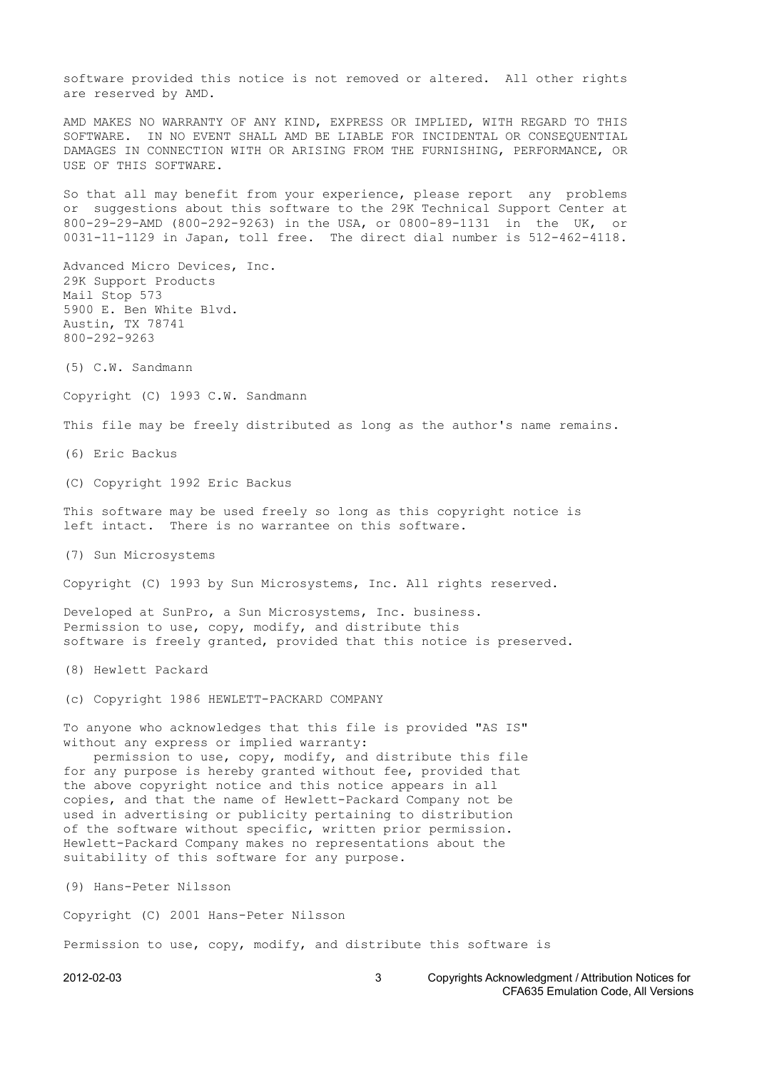software provided this notice is not removed or altered. All other rights are reserved by AMD.

AMD MAKES NO WARRANTY OF ANY KIND, EXPRESS OR IMPLIED, WITH REGARD TO THIS SOFTWARE. IN NO EVENT SHALL AMD BE LIABLE FOR INCIDENTAL OR CONSEQUENTIAL DAMAGES IN CONNECTION WITH OR ARISING FROM THE FURNISHING, PERFORMANCE, OR USE OF THIS SOFTWARE.

So that all may benefit from your experience, please report any problems or suggestions about this software to the 29K Technical Support Center at 800-29-29-AMD (800-292-9263) in the USA, or 0800-89-1131 in the UK, or 0031-11-1129 in Japan, toll free. The direct dial number is 512-462-4118.

Advanced Micro Devices, Inc.
29K Support Products
Mail Stop 573
5900 E. Ben White Blvd.
Austin, TX 78741
800-292-9263

(5) C.W. Sandmann

Copyright (C) 1993 C.W. Sandmann

This file may be freely distributed as long as the author's name remains.

(6) Eric Backus

(C) Copyright 1992 Eric Backus

This software may be used freely so long as this copyright notice is left intact. There is no warrantee on this software.

(7) Sun Microsystems

Copyright (C) 1993 by Sun Microsystems, Inc. All rights reserved.

Developed at SunPro, a Sun Microsystems, Inc. business.
Permission to use, copy, modify, and distribute this software is freely granted, provided that this notice is preserved.

(8) Hewlett Packard

(c) Copyright 1986 HEWLETT-PACKARD COMPANY

To anyone who acknowledges that this file is provided "AS IS" without any express or implied warranty:
permission to use, copy, modify, and distribute this file for any purpose is hereby granted without fee, provided that the above copyright notice and this notice appears in all copies, and that the name of Hewlett-Packard Company not be used in advertising or publicity pertaining to distribution of the software without specific, written prior permission. Hewlett-Packard Company makes no representations about the suitability of this software for any purpose.

(9) Hans-Peter Nilsson

Copyright (C) 2001 Hans-Peter Nilsson

Permission to use, copy, modify, and distribute this software is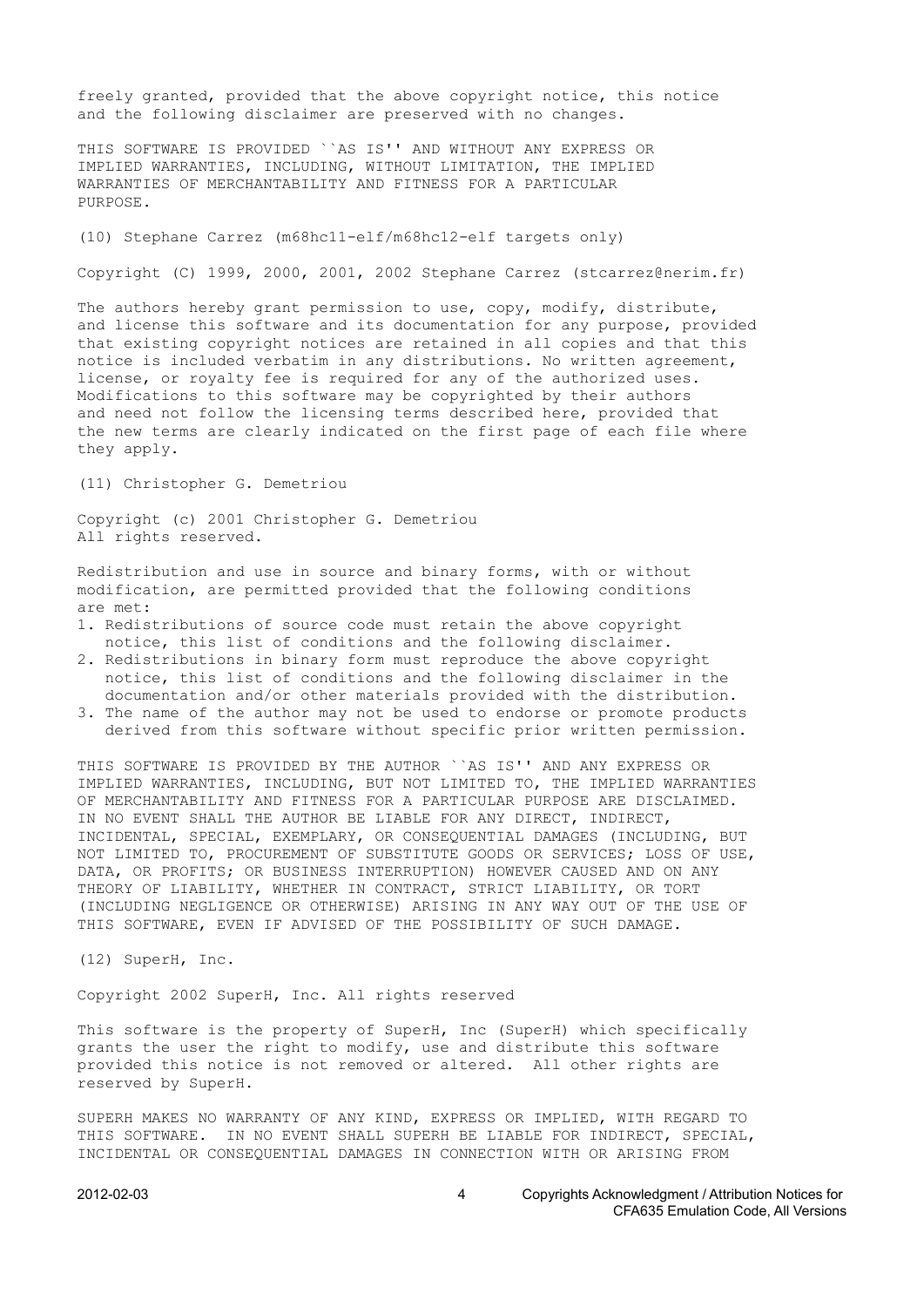freely granted, provided that the above copyright notice, this notice and the following disclaimer are preserved with no changes.

THIS SOFTWARE IS PROVIDED ``AS IS'' AND WITHOUT ANY EXPRESS OR IMPLIED WARRANTIES, INCLUDING, WITHOUT LIMITATION, THE IMPLIED WARRANTIES OF MERCHANTABILITY AND FITNESS FOR A PARTICULAR PURPOSE.

(10) Stephane Carrez (m68hc11-elf/m68hc12-elf targets only)

Copyright (C) 1999, 2000, 2001, 2002 Stephane Carrez (stcarrez@nerim.fr)

The authors hereby grant permission to use, copy, modify, distribute, and license this software and its documentation for any purpose, provided that existing copyright notices are retained in all copies and that this notice is included verbatim in any distributions. No written agreement, license, or royalty fee is required for any of the authorized uses. Modifications to this software may be copyrighted by their authors and need not follow the licensing terms described here, provided that the new terms are clearly indicated on the first page of each file where they apply.

(11) Christopher G. Demetriou

Copyright (c) 2001 Christopher G. Demetriou
All rights reserved.

Redistribution and use in source and binary forms, with or without modification, are permitted provided that the following conditions are met:

1. Redistributions of source code must retain the above copyright notice, this list of conditions and the following disclaimer.
2. Redistributions in binary form must reproduce the above copyright notice, this list of conditions and the following disclaimer in the documentation and/or other materials provided with the distribution.
3. The name of the author may not be used to endorse or promote products derived from this software without specific prior written permission.

THIS SOFTWARE IS PROVIDED BY THE AUTHOR ``AS IS'' AND ANY EXPRESS OR IMPLIED WARRANTIES, INCLUDING, BUT NOT LIMITED TO, THE IMPLIED WARRANTIES OF MERCHANTABILITY AND FITNESS FOR A PARTICULAR PURPOSE ARE DISCLAIMED. IN NO EVENT SHALL THE AUTHOR BE LIABLE FOR ANY DIRECT, INDIRECT, INCIDENTAL, SPECIAL, EXEMPLARY, OR CONSEQUENTIAL DAMAGES (INCLUDING, BUT NOT LIMITED TO, PROCUREMENT OF SUBSTITUTE GOODS OR SERVICES; LOSS OF USE, DATA, OR PROFITS; OR BUSINESS INTERRUPTION) HOWEVER CAUSED AND ON ANY THEORY OF LIABILITY, WHETHER IN CONTRACT, STRICT LIABILITY, OR TORT (INCLUDING NEGLIGENCE OR OTHERWISE) ARISING IN ANY WAY OUT OF THE USE OF THIS SOFTWARE, EVEN IF ADVISED OF THE POSSIBILITY OF SUCH DAMAGE.

(12) SuperH, Inc.

Copyright 2002 SuperH, Inc. All rights reserved

This software is the property of SuperH, Inc (SuperH) which specifically grants the user the right to modify, use and distribute this software provided this notice is not removed or altered. All other rights are reserved by SuperH.

SUPERH MAKES NO WARRANTY OF ANY KIND, EXPRESS OR IMPLIED, WITH REGARD TO THIS SOFTWARE. IN NO EVENT SHALL SUPERH BE LIABLE FOR INDIRECT, SPECIAL, INCIDENTAL OR CONSEQUENTIAL DAMAGES IN CONNECTION WITH OR ARISING FROM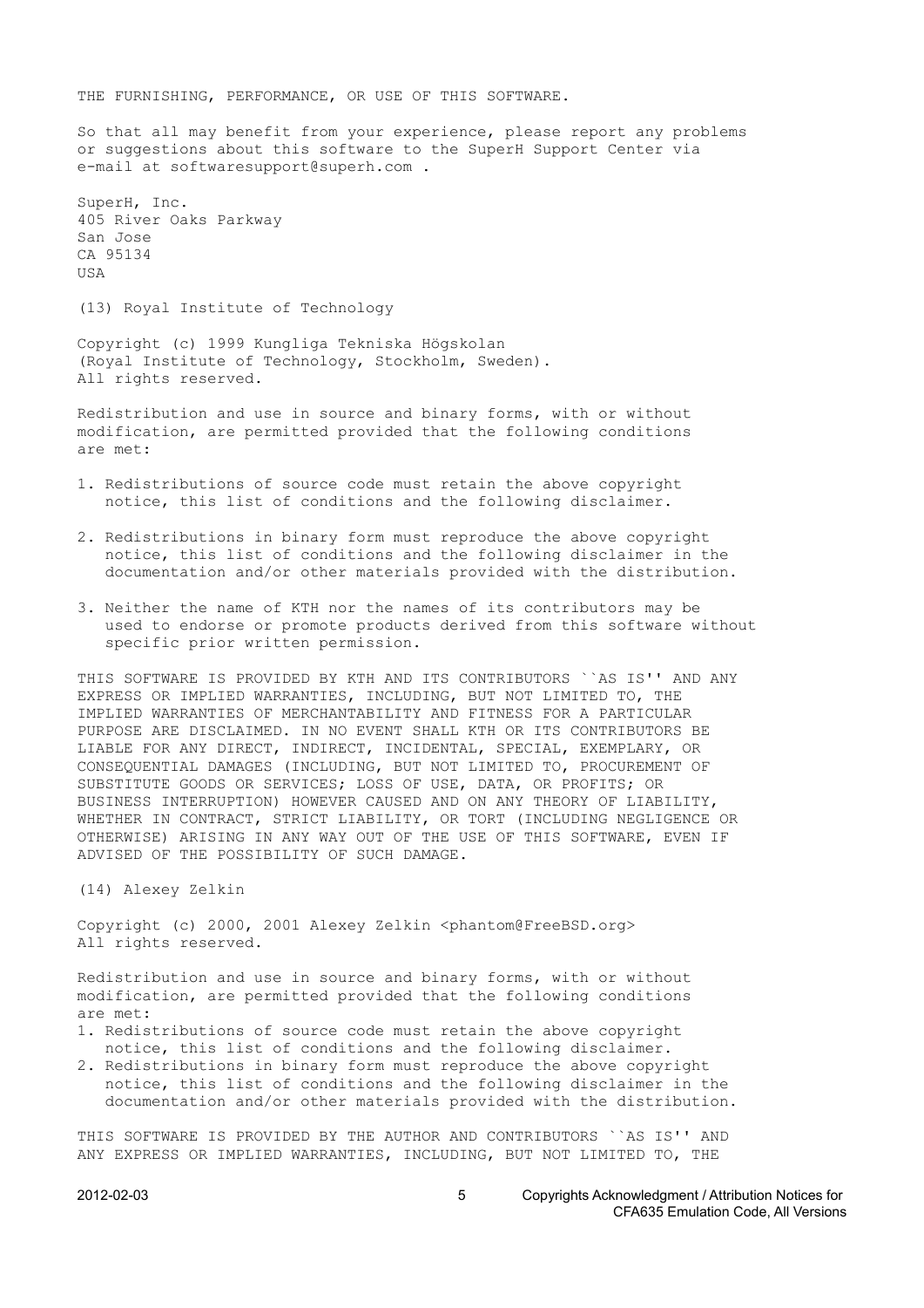THE FURNISHING, PERFORMANCE, OR USE OF THIS SOFTWARE.

So that all may benefit from your experience, please report any problems or suggestions about this software to the SuperH Support Center via e-mail at softwaresupport@superh.com .

SuperH, Inc.
405 River Oaks Parkway
San Jose
CA 95134
USA

(13) Royal Institute of Technology

Copyright (c) 1999 Kungliga Tekniska Högskolan
(Royal Institute of Technology, Stockholm, Sweden).
All rights reserved.

Redistribution and use in source and binary forms, with or without modification, are permitted provided that the following conditions are met:

1. Redistributions of source code must retain the above copyright notice, this list of conditions and the following disclaimer.

2. Redistributions in binary form must reproduce the above copyright notice, this list of conditions and the following disclaimer in the documentation and/or other materials provided with the distribution.

3. Neither the name of KTH nor the names of its contributors may be used to endorse or promote products derived from this software without specific prior written permission.

THIS SOFTWARE IS PROVIDED BY KTH AND ITS CONTRIBUTORS ``AS IS'' AND ANY EXPRESS OR IMPLIED WARRANTIES, INCLUDING, BUT NOT LIMITED TO, THE IMPLIED WARRANTIES OF MERCHANTABILITY AND FITNESS FOR A PARTICULAR PURPOSE ARE DISCLAIMED. IN NO EVENT SHALL KTH OR ITS CONTRIBUTORS BE LIABLE FOR ANY DIRECT, INDIRECT, INCIDENTAL, SPECIAL, EXEMPLARY, OR CONSEQUENTIAL DAMAGES (INCLUDING, BUT NOT LIMITED TO, PROCUREMENT OF SUBSTITUTE GOODS OR SERVICES; LOSS OF USE, DATA, OR PROFITS; OR BUSINESS INTERRUPTION) HOWEVER CAUSED AND ON ANY THEORY OF LIABILITY, WHETHER IN CONTRACT, STRICT LIABILITY, OR TORT (INCLUDING NEGLIGENCE OR OTHERWISE) ARISING IN ANY WAY OUT OF THE USE OF THIS SOFTWARE, EVEN IF ADVISED OF THE POSSIBILITY OF SUCH DAMAGE.

(14) Alexey Zelkin

Copyright (c) 2000, 2001 Alexey Zelkin <phantom@FreeBSD.org>
All rights reserved.

Redistribution and use in source and binary forms, with or without modification, are permitted provided that the following conditions are met:

1. Redistributions of source code must retain the above copyright notice, this list of conditions and the following disclaimer.
2. Redistributions in binary form must reproduce the above copyright notice, this list of conditions and the following disclaimer in the documentation and/or other materials provided with the distribution.

THIS SOFTWARE IS PROVIDED BY THE AUTHOR AND CONTRIBUTORS ``AS IS'' AND ANY EXPRESS OR IMPLIED WARRANTIES, INCLUDING, BUT NOT LIMITED TO, THE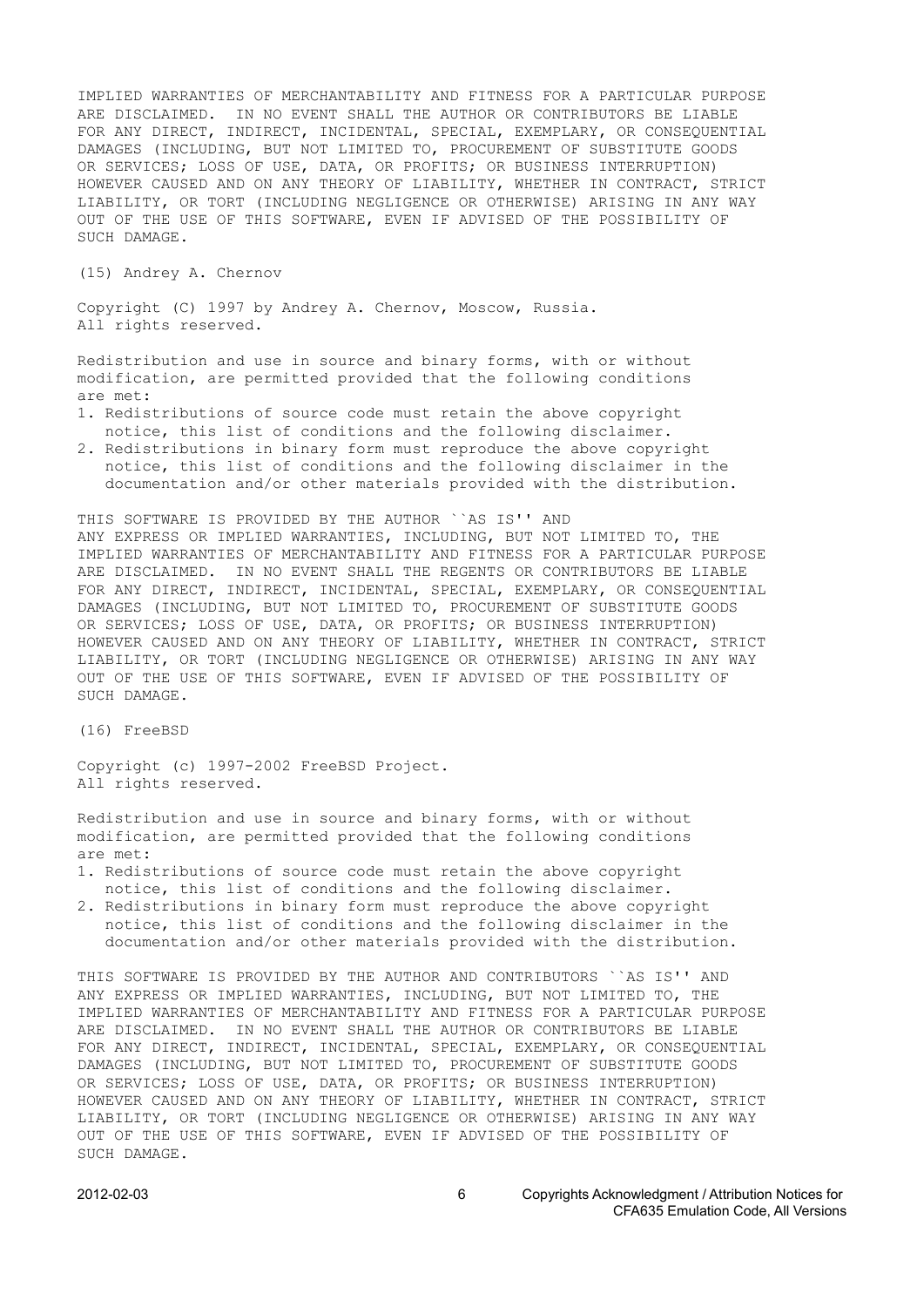IMPLIED WARRANTIES OF MERCHANTABILITY AND FITNESS FOR A PARTICULAR PURPOSE ARE DISCLAIMED. IN NO EVENT SHALL THE AUTHOR OR CONTRIBUTORS BE LIABLE FOR ANY DIRECT, INDIRECT, INCIDENTAL, SPECIAL, EXEMPLARY, OR CONSEQUENTIAL DAMAGES (INCLUDING, BUT NOT LIMITED TO, PROCUREMENT OF SUBSTITUTE GOODS OR SERVICES; LOSS OF USE, DATA, OR PROFITS; OR BUSINESS INTERRUPTION) HOWEVER CAUSED AND ON ANY THEORY OF LIABILITY, WHETHER IN CONTRACT, STRICT LIABILITY, OR TORT (INCLUDING NEGLIGENCE OR OTHERWISE) ARISING IN ANY WAY OUT OF THE USE OF THIS SOFTWARE, EVEN IF ADVISED OF THE POSSIBILITY OF SUCH DAMAGE.

(15) Andrey A. Chernov

Copyright (C) 1997 by Andrey A. Chernov, Moscow, Russia.
All rights reserved.

Redistribution and use in source and binary forms, with or without modification, are permitted provided that the following conditions are met:

1. Redistributions of source code must retain the above copyright notice, this list of conditions and the following disclaimer.
2. Redistributions in binary form must reproduce the above copyright notice, this list of conditions and the following disclaimer in the documentation and/or other materials provided with the distribution.

THIS SOFTWARE IS PROVIDED BY THE AUTHOR ``AS IS'' AND ANY EXPRESS OR IMPLIED WARRANTIES, INCLUDING, BUT NOT LIMITED TO, THE IMPLIED WARRANTIES OF MERCHANTABILITY AND FITNESS FOR A PARTICULAR PURPOSE ARE DISCLAIMED. IN NO EVENT SHALL THE REGENTS OR CONTRIBUTORS BE LIABLE FOR ANY DIRECT, INDIRECT, INCIDENTAL, SPECIAL, EXEMPLARY, OR CONSEQUENTIAL DAMAGES (INCLUDING, BUT NOT LIMITED TO, PROCUREMENT OF SUBSTITUTE GOODS OR SERVICES; LOSS OF USE, DATA, OR PROFITS; OR BUSINESS INTERRUPTION) HOWEVER CAUSED AND ON ANY THEORY OF LIABILITY, WHETHER IN CONTRACT, STRICT LIABILITY, OR TORT (INCLUDING NEGLIGENCE OR OTHERWISE) ARISING IN ANY WAY OUT OF THE USE OF THIS SOFTWARE, EVEN IF ADVISED OF THE POSSIBILITY OF SUCH DAMAGE.

(16) FreeBSD

Copyright (c) 1997-2002 FreeBSD Project.
All rights reserved.

Redistribution and use in source and binary forms, with or without modification, are permitted provided that the following conditions are met:

1. Redistributions of source code must retain the above copyright notice, this list of conditions and the following disclaimer.
2. Redistributions in binary form must reproduce the above copyright notice, this list of conditions and the following disclaimer in the documentation and/or other materials provided with the distribution.

THIS SOFTWARE IS PROVIDED BY THE AUTHOR AND CONTRIBUTORS ``AS IS'' AND ANY EXPRESS OR IMPLIED WARRANTIES, INCLUDING, BUT NOT LIMITED TO, THE IMPLIED WARRANTIES OF MERCHANTABILITY AND FITNESS FOR A PARTICULAR PURPOSE ARE DISCLAIMED. IN NO EVENT SHALL THE AUTHOR OR CONTRIBUTORS BE LIABLE FOR ANY DIRECT, INDIRECT, INCIDENTAL, SPECIAL, EXEMPLARY, OR CONSEQUENTIAL DAMAGES (INCLUDING, BUT NOT LIMITED TO, PROCUREMENT OF SUBSTITUTE GOODS OR SERVICES; LOSS OF USE, DATA, OR PROFITS; OR BUSINESS INTERRUPTION) HOWEVER CAUSED AND ON ANY THEORY OF LIABILITY, WHETHER IN CONTRACT, STRICT LIABILITY, OR TORT (INCLUDING NEGLIGENCE OR OTHERWISE) ARISING IN ANY WAY OUT OF THE USE OF THIS SOFTWARE, EVEN IF ADVISED OF THE POSSIBILITY OF SUCH DAMAGE.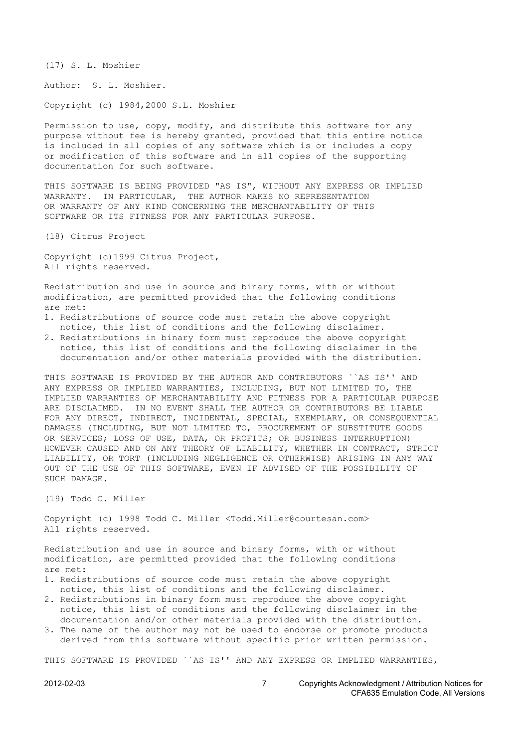(17) S. L. Moshier

Author: S. L. Moshier.

Copyright (c) 1984,2000 S.L. Moshier

Permission to use, copy, modify, and distribute this software for any purpose without fee is hereby granted, provided that this entire notice is included in all copies of any software which is or includes a copy or modification of this software and in all copies of the supporting documentation for such software.

THIS SOFTWARE IS BEING PROVIDED "AS IS", WITHOUT ANY EXPRESS OR IMPLIED WARRANTY. IN PARTICULAR, THE AUTHOR MAKES NO REPRESENTATION OR WARRANTY OF ANY KIND CONCERNING THE MERCHANTABILITY OF THIS SOFTWARE OR ITS FITNESS FOR ANY PARTICULAR PURPOSE.

(18) Citrus Project

Copyright (c)1999 Citrus Project,
All rights reserved.

Redistribution and use in source and binary forms, with or without modification, are permitted provided that the following conditions are met:

1. Redistributions of source code must retain the above copyright notice, this list of conditions and the following disclaimer.
2. Redistributions in binary form must reproduce the above copyright notice, this list of conditions and the following disclaimer in the documentation and/or other materials provided with the distribution.

THIS SOFTWARE IS PROVIDED BY THE AUTHOR AND CONTRIBUTORS ``AS IS'' AND ANY EXPRESS OR IMPLIED WARRANTIES, INCLUDING, BUT NOT LIMITED TO, THE IMPLIED WARRANTIES OF MERCHANTABILITY AND FITNESS FOR A PARTICULAR PURPOSE ARE DISCLAIMED. IN NO EVENT SHALL THE AUTHOR OR CONTRIBUTORS BE LIABLE FOR ANY DIRECT, INDIRECT, INCIDENTAL, SPECIAL, EXEMPLARY, OR CONSEQUENTIAL DAMAGES (INCLUDING, BUT NOT LIMITED TO, PROCUREMENT OF SUBSTITUTE GOODS OR SERVICES; LOSS OF USE, DATA, OR PROFITS; OR BUSINESS INTERRUPTION) HOWEVER CAUSED AND ON ANY THEORY OF LIABILITY, WHETHER IN CONTRACT, STRICT LIABILITY, OR TORT (INCLUDING NEGLIGENCE OR OTHERWISE) ARISING IN ANY WAY OUT OF THE USE OF THIS SOFTWARE, EVEN IF ADVISED OF THE POSSIBILITY OF SUCH DAMAGE.

(19) Todd C. Miller

Copyright (c) 1998 Todd C. Miller <Todd.Miller@courtesan.com>
All rights reserved.

Redistribution and use in source and binary forms, with or without modification, are permitted provided that the following conditions are met:

1. Redistributions of source code must retain the above copyright notice, this list of conditions and the following disclaimer.
2. Redistributions in binary form must reproduce the above copyright notice, this list of conditions and the following disclaimer in the documentation and/or other materials provided with the distribution.
3. The name of the author may not be used to endorse or promote products derived from this software without specific prior written permission.

THIS SOFTWARE IS PROVIDED ``AS IS'' AND ANY EXPRESS OR IMPLIED WARRANTIES,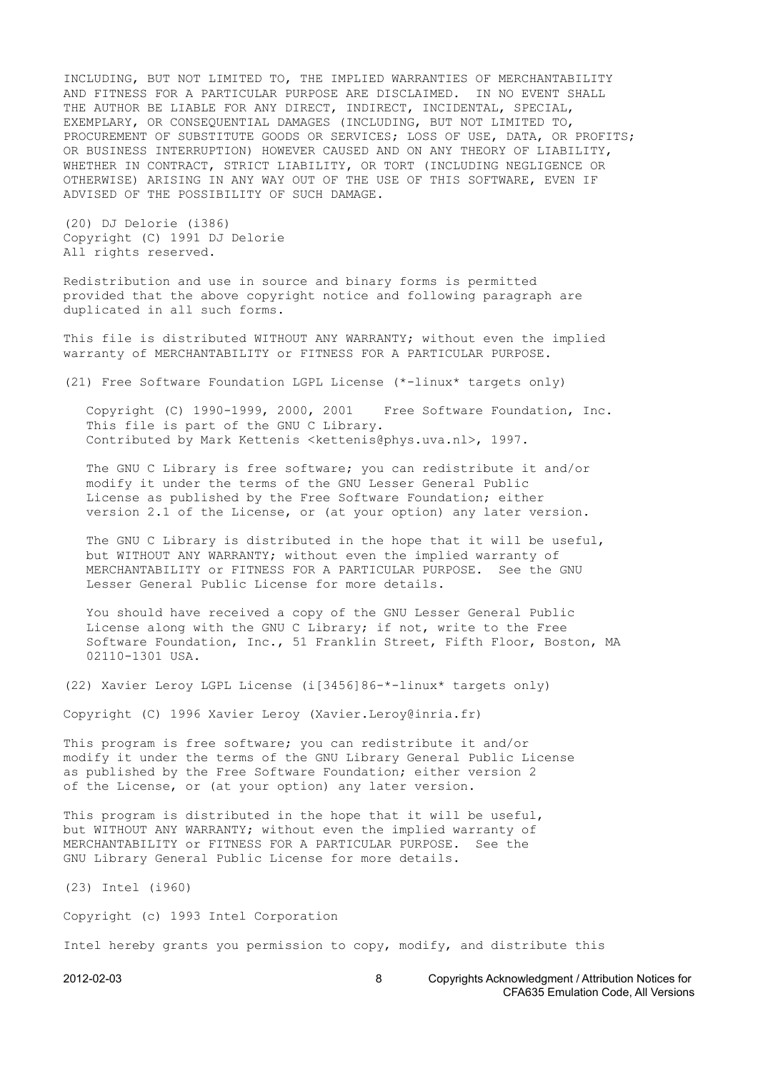INCLUDING, BUT NOT LIMITED TO, THE IMPLIED WARRANTIES OF MERCHANTABILITY AND FITNESS FOR A PARTICULAR PURPOSE ARE DISCLAIMED. IN NO EVENT SHALL THE AUTHOR BE LIABLE FOR ANY DIRECT, INDIRECT, INCIDENTAL, SPECIAL, EXEMPLARY, OR CONSEQUENTIAL DAMAGES (INCLUDING, BUT NOT LIMITED TO, PROCUREMENT OF SUBSTITUTE GOODS OR SERVICES; LOSS OF USE, DATA, OR PROFITS; OR BUSINESS INTERRUPTION) HOWEVER CAUSED AND ON ANY THEORY OF LIABILITY, WHETHER IN CONTRACT, STRICT LIABILITY, OR TORT (INCLUDING NEGLIGENCE OR OTHERWISE) ARISING IN ANY WAY OUT OF THE USE OF THIS SOFTWARE, EVEN IF ADVISED OF THE POSSIBILITY OF SUCH DAMAGE.

(20) DJ Delorie (i386)
Copyright (C) 1991 DJ Delorie
All rights reserved.

Redistribution and use in source and binary forms is permitted provided that the above copyright notice and following paragraph are duplicated in all such forms.

This file is distributed WITHOUT ANY WARRANTY; without even the implied warranty of MERCHANTABILITY or FITNESS FOR A PARTICULAR PURPOSE.

(21) Free Software Foundation LGPL License (*-linux* targets only)

Copyright (C) 1990-1999, 2000, 2001 Free Software Foundation, Inc.
This file is part of the GNU C Library.
Contributed by Mark Kettenis <kettenis@phys.uva.nl>, 1997.

The GNU C Library is free software; you can redistribute it and/or modify it under the terms of the GNU Lesser General Public License as published by the Free Software Foundation; either version 2.1 of the License, or (at your option) any later version.

The GNU C Library is distributed in the hope that it will be useful, but WITHOUT ANY WARRANTY; without even the implied warranty of MERCHANTABILITY or FITNESS FOR A PARTICULAR PURPOSE. See the GNU Lesser General Public License for more details.

You should have received a copy of the GNU Lesser General Public License along with the GNU C Library; if not, write to the Free Software Foundation, Inc., 51 Franklin Street, Fifth Floor, Boston, MA 02110-1301 USA.

(22) Xavier Leroy LGPL License (i[3456]86-*-linux* targets only)

Copyright (C) 1996 Xavier Leroy (Xavier.Leroy@inria.fr)

This program is free software; you can redistribute it and/or modify it under the terms of the GNU Library General Public License as published by the Free Software Foundation; either version 2 of the License, or (at your option) any later version.

This program is distributed in the hope that it will be useful, but WITHOUT ANY WARRANTY; without even the implied warranty of MERCHANTABILITY or FITNESS FOR A PARTICULAR PURPOSE. See the GNU Library General Public License for more details.

(23) Intel (i960)

Copyright (c) 1993 Intel Corporation

Intel hereby grants you permission to copy, modify, and distribute this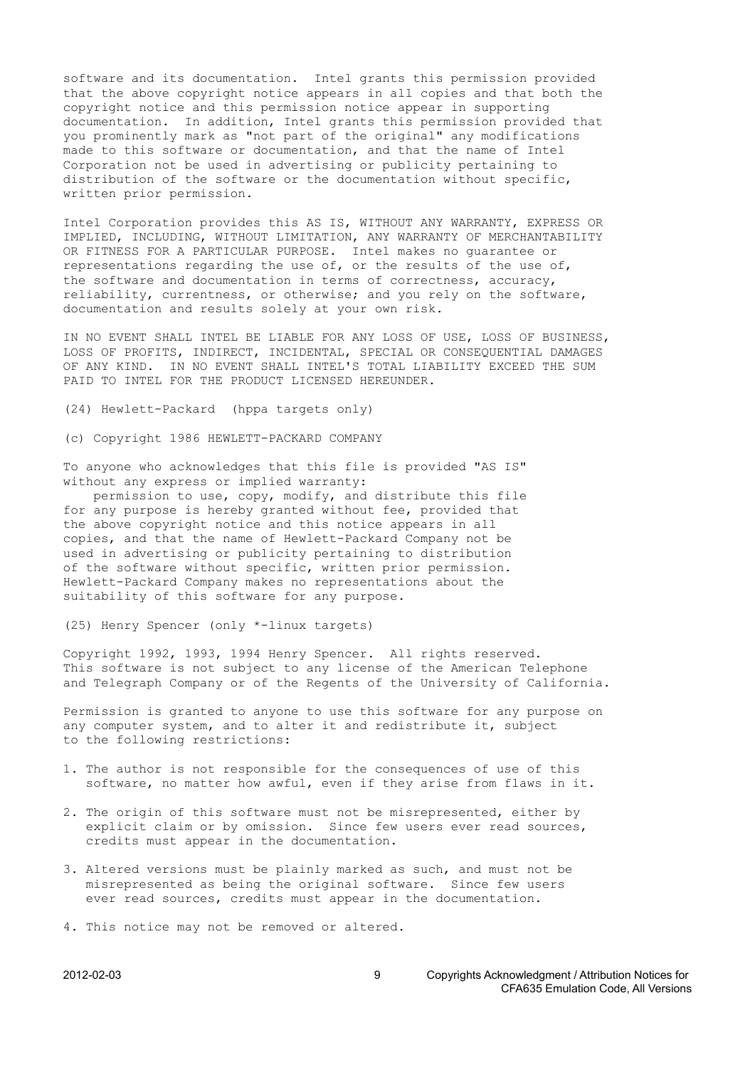software and its documentation. Intel grants this permission provided that the above copyright notice appears in all copies and that both the copyright notice and this permission notice appear in supporting documentation. In addition, Intel grants this permission provided that you prominently mark as "not part of the original" any modifications made to this software or documentation, and that the name of Intel Corporation not be used in advertising or publicity pertaining to distribution of the software or the documentation without specific, written prior permission.

Intel Corporation provides this AS IS, WITHOUT ANY WARRANTY, EXPRESS OR IMPLIED, INCLUDING, WITHOUT LIMITATION, ANY WARRANTY OF MERCHANTABILITY OR FITNESS FOR A PARTICULAR PURPOSE. Intel makes no guarantee or representations regarding the use of, or the results of the use of, the software and documentation in terms of correctness, accuracy, reliability, currentness, or otherwise; and you rely on the software, documentation and results solely at your own risk.

IN NO EVENT SHALL INTEL BE LIABLE FOR ANY LOSS OF USE, LOSS OF BUSINESS, LOSS OF PROFITS, INDIRECT, INCIDENTAL, SPECIAL OR CONSEQUENTIAL DAMAGES OF ANY KIND. IN NO EVENT SHALL INTEL'S TOTAL LIABILITY EXCEED THE SUM PAID TO INTEL FOR THE PRODUCT LICENSED HEREUNDER.

(24) Hewlett-Packard (hppa targets only)

(c) Copyright 1986 HEWLETT-PACKARD COMPANY

To anyone who acknowledges that this file is provided "AS IS" without any express or implied warranty:
permission to use, copy, modify, and distribute this file for any purpose is hereby granted without fee, provided that the above copyright notice and this notice appears in all copies, and that the name of Hewlett-Packard Company not be used in advertising or publicity pertaining to distribution of the software without specific, written prior permission. Hewlett-Packard Company makes no representations about the suitability of this software for any purpose.

(25) Henry Spencer (only *-linux targets)

Copyright 1992, 1993, 1994 Henry Spencer. All rights reserved. This software is not subject to any license of the American Telephone and Telegraph Company or of the Regents of the University of California.

Permission is granted to anyone to use this software for any purpose on any computer system, and to alter it and redistribute it, subject to the following restrictions:

1. The author is not responsible for the consequences of use of this software, no matter how awful, even if they arise from flaws in it.

2. The origin of this software must not be misrepresented, either by explicit claim or by omission. Since few users ever read sources, credits must appear in the documentation.

3. Altered versions must be plainly marked as such, and must not be misrepresented as being the original software. Since few users ever read sources, credits must appear in the documentation.

4. This notice may not be removed or altered.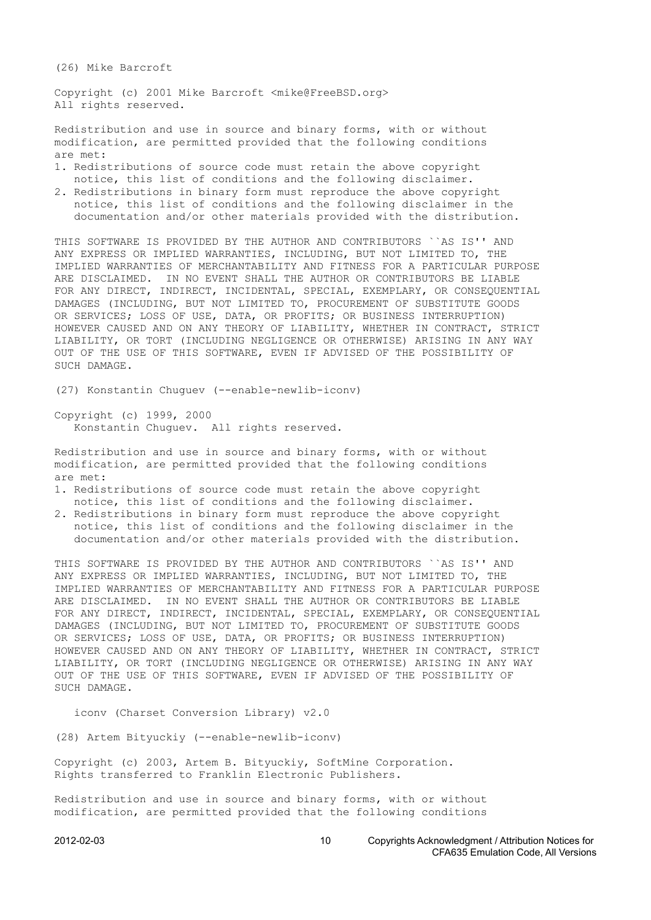(26) Mike Barcroft

Copyright (c) 2001 Mike Barcroft <mike@FreeBSD.org>
All rights reserved.

Redistribution and use in source and binary forms, with or without modification, are permitted provided that the following conditions are met:

1. Redistributions of source code must retain the above copyright notice, this list of conditions and the following disclaimer.
2. Redistributions in binary form must reproduce the above copyright notice, this list of conditions and the following disclaimer in the documentation and/or other materials provided with the distribution.

THIS SOFTWARE IS PROVIDED BY THE AUTHOR AND CONTRIBUTORS ``AS IS'' AND ANY EXPRESS OR IMPLIED WARRANTIES, INCLUDING, BUT NOT LIMITED TO, THE IMPLIED WARRANTIES OF MERCHANTABILITY AND FITNESS FOR A PARTICULAR PURPOSE ARE DISCLAIMED. IN NO EVENT SHALL THE AUTHOR OR CONTRIBUTORS BE LIABLE FOR ANY DIRECT, INDIRECT, INCIDENTAL, SPECIAL, EXEMPLARY, OR CONSEQUENTIAL DAMAGES (INCLUDING, BUT NOT LIMITED TO, PROCUREMENT OF SUBSTITUTE GOODS OR SERVICES; LOSS OF USE, DATA, OR PROFITS; OR BUSINESS INTERRUPTION) HOWEVER CAUSED AND ON ANY THEORY OF LIABILITY, WHETHER IN CONTRACT, STRICT LIABILITY, OR TORT (INCLUDING NEGLIGENCE OR OTHERWISE) ARISING IN ANY WAY OUT OF THE USE OF THIS SOFTWARE, EVEN IF ADVISED OF THE POSSIBILITY OF SUCH DAMAGE.

(27) Konstantin Chuguev (--enable-newlib-iconv)

Copyright (c) 1999, 2000
Konstantin Chuguev. All rights reserved.

Redistribution and use in source and binary forms, with or without modification, are permitted provided that the following conditions are met:

1. Redistributions of source code must retain the above copyright notice, this list of conditions and the following disclaimer.
2. Redistributions in binary form must reproduce the above copyright notice, this list of conditions and the following disclaimer in the documentation and/or other materials provided with the distribution.

THIS SOFTWARE IS PROVIDED BY THE AUTHOR AND CONTRIBUTORS ``AS IS'' AND ANY EXPRESS OR IMPLIED WARRANTIES, INCLUDING, BUT NOT LIMITED TO, THE IMPLIED WARRANTIES OF MERCHANTABILITY AND FITNESS FOR A PARTICULAR PURPOSE ARE DISCLAIMED. IN NO EVENT SHALL THE AUTHOR OR CONTRIBUTORS BE LIABLE FOR ANY DIRECT, INDIRECT, INCIDENTAL, SPECIAL, EXEMPLARY, OR CONSEQUENTIAL DAMAGES (INCLUDING, BUT NOT LIMITED TO, PROCUREMENT OF SUBSTITUTE GOODS OR SERVICES; LOSS OF USE, DATA, OR PROFITS; OR BUSINESS INTERRUPTION) HOWEVER CAUSED AND ON ANY THEORY OF LIABILITY, WHETHER IN CONTRACT, STRICT LIABILITY, OR TORT (INCLUDING NEGLIGENCE OR OTHERWISE) ARISING IN ANY WAY OUT OF THE USE OF THIS SOFTWARE, EVEN IF ADVISED OF THE POSSIBILITY OF SUCH DAMAGE.

iconv (Charset Conversion Library) v2.0

(28) Artem Bityuckiy (--enable-newlib-iconv)

Copyright (c) 2003, Artem B. Bityuckiy, SoftMine Corporation.
Rights transferred to Franklin Electronic Publishers.

Redistribution and use in source and binary forms, with or without modification, are permitted provided that the following conditions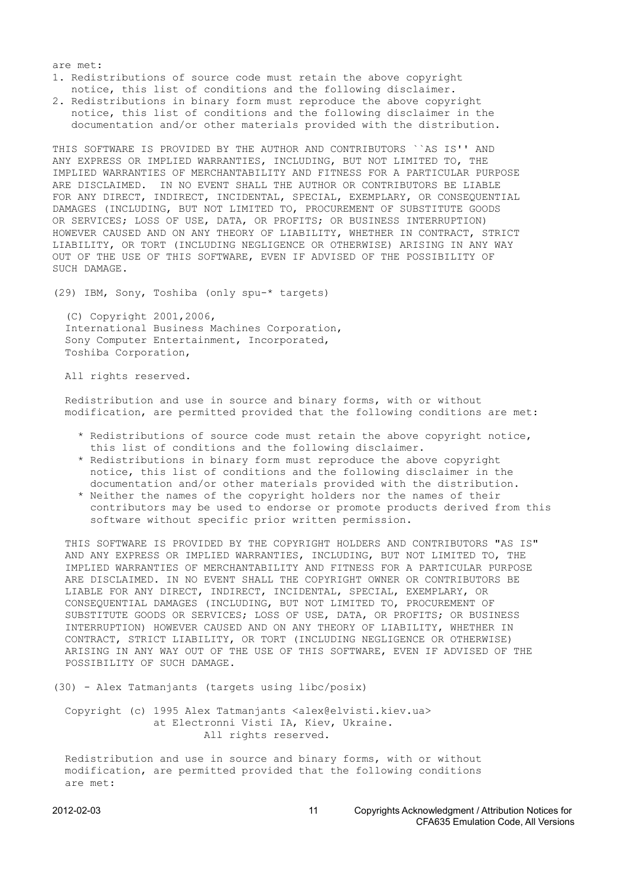are met:

1. Redistributions of source code must retain the above copyright notice, this list of conditions and the following disclaimer.
2. Redistributions in binary form must reproduce the above copyright notice, this list of conditions and the following disclaimer in the documentation and/or other materials provided with the distribution.

THIS SOFTWARE IS PROVIDED BY THE AUTHOR AND CONTRIBUTORS ``AS IS'' AND ANY EXPRESS OR IMPLIED WARRANTIES, INCLUDING, BUT NOT LIMITED TO, THE IMPLIED WARRANTIES OF MERCHANTABILITY AND FITNESS FOR A PARTICULAR PURPOSE ARE DISCLAIMED. IN NO EVENT SHALL THE AUTHOR OR CONTRIBUTORS BE LIABLE FOR ANY DIRECT, INDIRECT, INCIDENTAL, SPECIAL, EXEMPLARY, OR CONSEQUENTIAL DAMAGES (INCLUDING, BUT NOT LIMITED TO, PROCUREMENT OF SUBSTITUTE GOODS OR SERVICES; LOSS OF USE, DATA, OR PROFITS; OR BUSINESS INTERRUPTION) HOWEVER CAUSED AND ON ANY THEORY OF LIABILITY, WHETHER IN CONTRACT, STRICT LIABILITY, OR TORT (INCLUDING NEGLIGENCE OR OTHERWISE) ARISING IN ANY WAY OUT OF THE USE OF THIS SOFTWARE, EVEN IF ADVISED OF THE POSSIBILITY OF SUCH DAMAGE.

(29) IBM, Sony, Toshiba (only spu-* targets)

(C) Copyright 2001,2006,
International Business Machines Corporation,
Sony Computer Entertainment, Incorporated,
Toshiba Corporation,

All rights reserved.

Redistribution and use in source and binary forms, with or without modification, are permitted provided that the following conditions are met:

* Redistributions of source code must retain the above copyright notice, this list of conditions and the following disclaimer.
* Redistributions in binary form must reproduce the above copyright notice, this list of conditions and the following disclaimer in the documentation and/or other materials provided with the distribution.
* Neither the names of the copyright holders nor the names of their contributors may be used to endorse or promote products derived from this software without specific prior written permission.

THIS SOFTWARE IS PROVIDED BY THE COPYRIGHT HOLDERS AND CONTRIBUTORS "AS IS" AND ANY EXPRESS OR IMPLIED WARRANTIES, INCLUDING, BUT NOT LIMITED TO, THE IMPLIED WARRANTIES OF MERCHANTABILITY AND FITNESS FOR A PARTICULAR PURPOSE ARE DISCLAIMED. IN NO EVENT SHALL THE COPYRIGHT OWNER OR CONTRIBUTORS BE LIABLE FOR ANY DIRECT, INDIRECT, INCIDENTAL, SPECIAL, EXEMPLARY, OR CONSEQUENTIAL DAMAGES (INCLUDING, BUT NOT LIMITED TO, PROCUREMENT OF SUBSTITUTE GOODS OR SERVICES; LOSS OF USE, DATA, OR PROFITS; OR BUSINESS INTERRUPTION) HOWEVER CAUSED AND ON ANY THEORY OF LIABILITY, WHETHER IN CONTRACT, STRICT LIABILITY, OR TORT (INCLUDING NEGLIGENCE OR OTHERWISE) ARISING IN ANY WAY OUT OF THE USE OF THIS SOFTWARE, EVEN IF ADVISED OF THE POSSIBILITY OF SUCH DAMAGE.

(30) - Alex Tatmanjants (targets using libc/posix)

Copyright (c) 1995 Alex Tatmanjants <alex@elvisti.kiev.ua>
at Electronni Visti IA, Kiev, Ukraine.
All rights reserved.

Redistribution and use in source and binary forms, with or without modification, are permitted provided that the following conditions are met: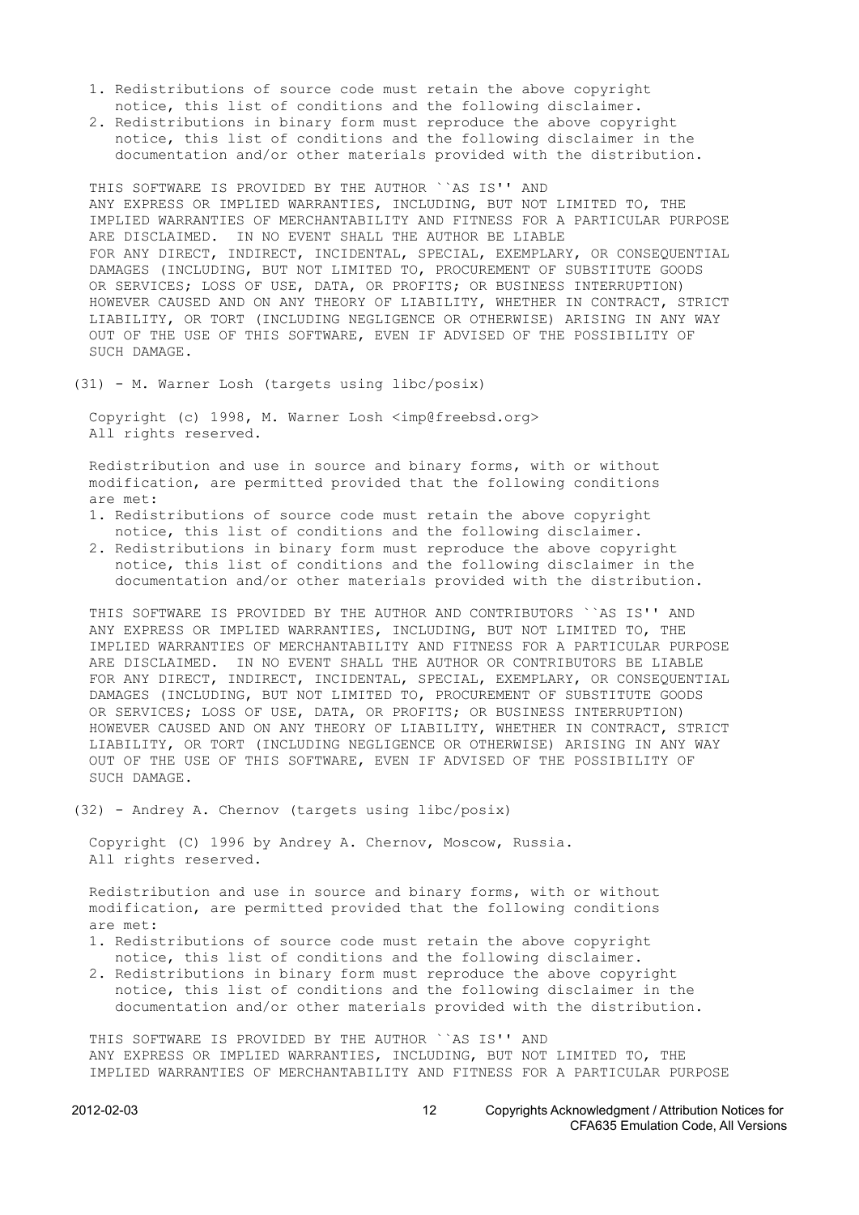1. Redistributions of source code must retain the above copyright notice, this list of conditions and the following disclaimer.
2. Redistributions in binary form must reproduce the above copyright notice, this list of conditions and the following disclaimer in the documentation and/or other materials provided with the distribution.

THIS SOFTWARE IS PROVIDED BY THE AUTHOR ``AS IS'' AND ANY EXPRESS OR IMPLIED WARRANTIES, INCLUDING, BUT NOT LIMITED TO, THE IMPLIED WARRANTIES OF MERCHANTABILITY AND FITNESS FOR A PARTICULAR PURPOSE ARE DISCLAIMED. IN NO EVENT SHALL THE AUTHOR BE LIABLE FOR ANY DIRECT, INDIRECT, INCIDENTAL, SPECIAL, EXEMPLARY, OR CONSEQUENTIAL DAMAGES (INCLUDING, BUT NOT LIMITED TO, PROCUREMENT OF SUBSTITUTE GOODS OR SERVICES; LOSS OF USE, DATA, OR PROFITS; OR BUSINESS INTERRUPTION) HOWEVER CAUSED AND ON ANY THEORY OF LIABILITY, WHETHER IN CONTRACT, STRICT LIABILITY, OR TORT (INCLUDING NEGLIGENCE OR OTHERWISE) ARISING IN ANY WAY OUT OF THE USE OF THIS SOFTWARE, EVEN IF ADVISED OF THE POSSIBILITY OF SUCH DAMAGE.

(31) - M. Warner Losh (targets using libc/posix)

Copyright (c) 1998, M. Warner Losh <imp@freebsd.org>
All rights reserved.

Redistribution and use in source and binary forms, with or without modification, are permitted provided that the following conditions are met:

1. Redistributions of source code must retain the above copyright notice, this list of conditions and the following disclaimer.
2. Redistributions in binary form must reproduce the above copyright notice, this list of conditions and the following disclaimer in the documentation and/or other materials provided with the distribution.

THIS SOFTWARE IS PROVIDED BY THE AUTHOR AND CONTRIBUTORS ``AS IS'' AND ANY EXPRESS OR IMPLIED WARRANTIES, INCLUDING, BUT NOT LIMITED TO, THE IMPLIED WARRANTIES OF MERCHANTABILITY AND FITNESS FOR A PARTICULAR PURPOSE ARE DISCLAIMED. IN NO EVENT SHALL THE AUTHOR OR CONTRIBUTORS BE LIABLE FOR ANY DIRECT, INDIRECT, INCIDENTAL, SPECIAL, EXEMPLARY, OR CONSEQUENTIAL DAMAGES (INCLUDING, BUT NOT LIMITED TO, PROCUREMENT OF SUBSTITUTE GOODS OR SERVICES; LOSS OF USE, DATA, OR PROFITS; OR BUSINESS INTERRUPTION) HOWEVER CAUSED AND ON ANY THEORY OF LIABILITY, WHETHER IN CONTRACT, STRICT LIABILITY, OR TORT (INCLUDING NEGLIGENCE OR OTHERWISE) ARISING IN ANY WAY OUT OF THE USE OF THIS SOFTWARE, EVEN IF ADVISED OF THE POSSIBILITY OF SUCH DAMAGE.

(32) - Andrey A. Chernov (targets using libc/posix)

Copyright (C) 1996 by Andrey A. Chernov, Moscow, Russia.
All rights reserved.

Redistribution and use in source and binary forms, with or without modification, are permitted provided that the following conditions are met:

1. Redistributions of source code must retain the above copyright notice, this list of conditions and the following disclaimer.
2. Redistributions in binary form must reproduce the above copyright notice, this list of conditions and the following disclaimer in the documentation and/or other materials provided with the distribution.

THIS SOFTWARE IS PROVIDED BY THE AUTHOR ``AS IS'' AND ANY EXPRESS OR IMPLIED WARRANTIES, INCLUDING, BUT NOT LIMITED TO, THE IMPLIED WARRANTIES OF MERCHANTABILITY AND FITNESS FOR A PARTICULAR PURPOSE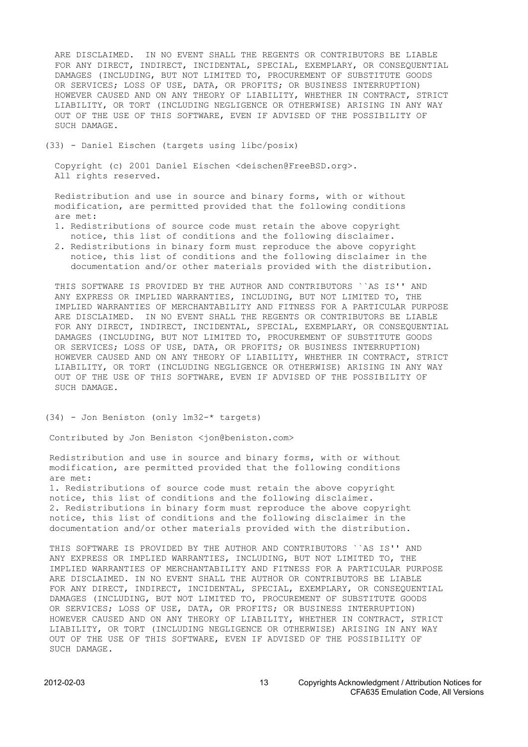ARE DISCLAIMED.  IN NO EVENT SHALL THE REGENTS OR CONTRIBUTORS BE LIABLE
FOR ANY DIRECT, INDIRECT, INCIDENTAL, SPECIAL, EXEMPLARY, OR CONSEQUENTIAL
DAMAGES (INCLUDING, BUT NOT LIMITED TO, PROCUREMENT OF SUBSTITUTE GOODS
OR SERVICES; LOSS OF USE, DATA, OR PROFITS; OR BUSINESS INTERRUPTION)
HOWEVER CAUSED AND ON ANY THEORY OF LIABILITY, WHETHER IN CONTRACT, STRICT
LIABILITY, OR TORT (INCLUDING NEGLIGENCE OR OTHERWISE) ARISING IN ANY WAY
OUT OF THE USE OF THIS SOFTWARE, EVEN IF ADVISED OF THE POSSIBILITY OF
SUCH DAMAGE.

(33) - Daniel Eischen (targets using libc/posix)

Copyright (c) 2001 Daniel Eischen <deischen@FreeBSD.org>.
All rights reserved.

Redistribution and use in source and binary forms, with or without
modification, are permitted provided that the following conditions
are met:

1. Redistributions of source code must retain the above copyright
   notice, this list of conditions and the following disclaimer.
2. Redistributions in binary form must reproduce the above copyright
   notice, this list of conditions and the following disclaimer in the
   documentation and/or other materials provided with the distribution.

THIS SOFTWARE IS PROVIDED BY THE AUTHOR AND CONTRIBUTORS ``AS IS'' AND
ANY EXPRESS OR IMPLIED WARRANTIES, INCLUDING, BUT NOT LIMITED TO, THE
IMPLIED WARRANTIES OF MERCHANTABILITY AND FITNESS FOR A PARTICULAR PURPOSE
ARE DISCLAIMED.  IN NO EVENT SHALL THE REGENTS OR CONTRIBUTORS BE LIABLE
FOR ANY DIRECT, INDIRECT, INCIDENTAL, SPECIAL, EXEMPLARY, OR CONSEQUENTIAL
DAMAGES (INCLUDING, BUT NOT LIMITED TO, PROCUREMENT OF SUBSTITUTE GOODS
OR SERVICES; LOSS OF USE, DATA, OR PROFITS; OR BUSINESS INTERRUPTION)
HOWEVER CAUSED AND ON ANY THEORY OF LIABILITY, WHETHER IN CONTRACT, STRICT
LIABILITY, OR TORT (INCLUDING NEGLIGENCE OR OTHERWISE) ARISING IN ANY WAY
OUT OF THE USE OF THIS SOFTWARE, EVEN IF ADVISED OF THE POSSIBILITY OF
SUCH DAMAGE.

(34) - Jon Beniston (only lm32-* targets)

Contributed by Jon Beniston <jon@beniston.com>

Redistribution and use in source and binary forms, with or without
modification, are permitted provided that the following conditions
are met:

1. Redistributions of source code must retain the above copyright
notice, this list of conditions and the following disclaimer.
2. Redistributions in binary form must reproduce the above copyright
notice, this list of conditions and the following disclaimer in the
documentation and/or other materials provided with the distribution.

THIS SOFTWARE IS PROVIDED BY THE AUTHOR AND CONTRIBUTORS ``AS IS'' AND
ANY EXPRESS OR IMPLIED WARRANTIES, INCLUDING, BUT NOT LIMITED TO, THE
IMPLIED WARRANTIES OF MERCHANTABILITY AND FITNESS FOR A PARTICULAR PURPOSE
ARE DISCLAIMED. IN NO EVENT SHALL THE AUTHOR OR CONTRIBUTORS BE LIABLE
FOR ANY DIRECT, INDIRECT, INCIDENTAL, SPECIAL, EXEMPLARY, OR CONSEQUENTIAL
DAMAGES (INCLUDING, BUT NOT LIMITED TO, PROCUREMENT OF SUBSTITUTE GOODS
OR SERVICES; LOSS OF USE, DATA, OR PROFITS; OR BUSINESS INTERRUPTION)
HOWEVER CAUSED AND ON ANY THEORY OF LIABILITY, WHETHER IN CONTRACT, STRICT
LIABILITY, OR TORT (INCLUDING NEGLIGENCE OR OTHERWISE) ARISING IN ANY WAY
OUT OF THE USE OF THIS SOFTWARE, EVEN IF ADVISED OF THE POSSIBILITY OF
SUCH DAMAGE.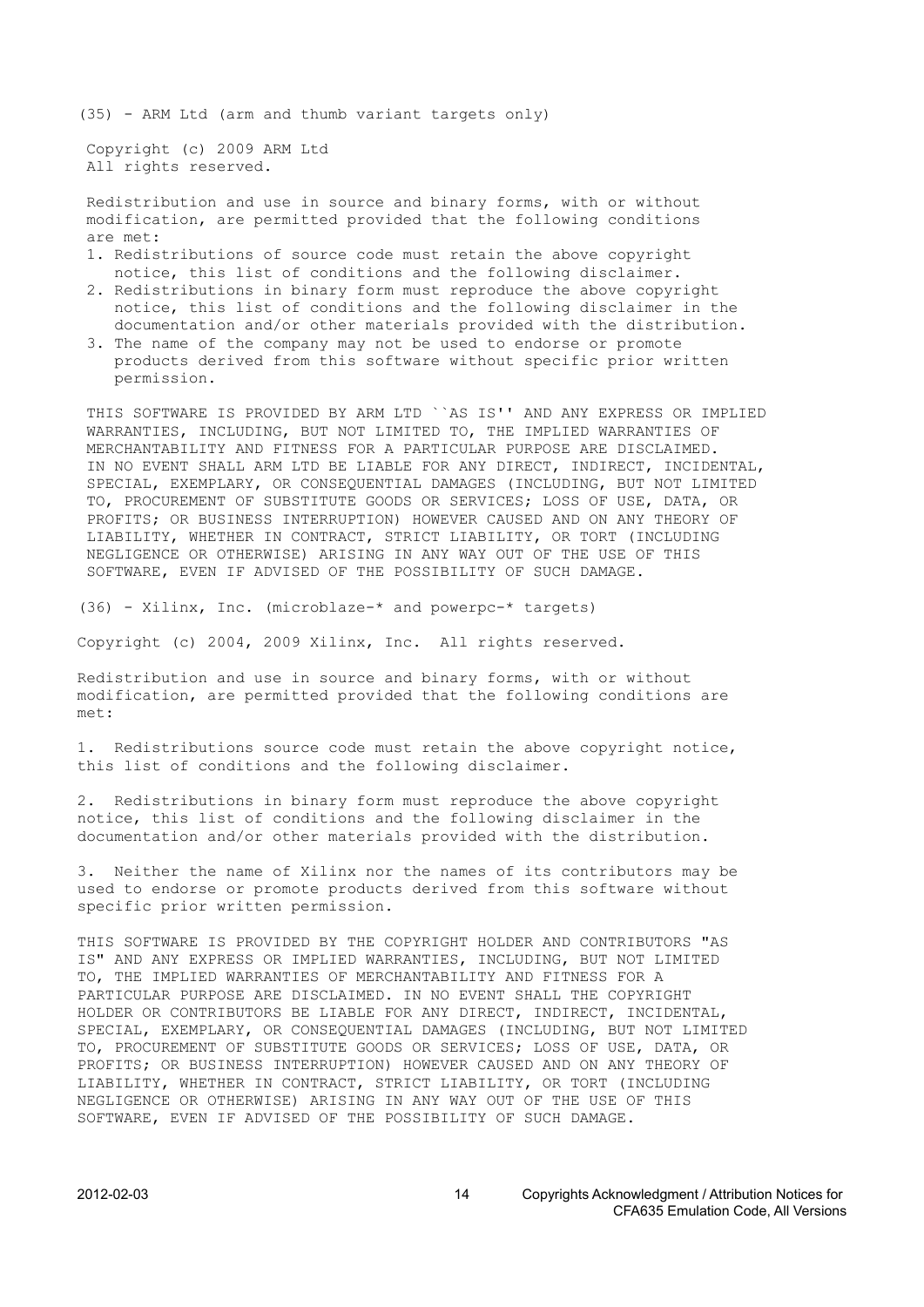(35) - ARM Ltd (arm and thumb variant targets only)

Copyright (c) 2009 ARM Ltd
All rights reserved.

Redistribution and use in source and binary forms, with or without modification, are permitted provided that the following conditions are met:

1. Redistributions of source code must retain the above copyright notice, this list of conditions and the following disclaimer.
2. Redistributions in binary form must reproduce the above copyright notice, this list of conditions and the following disclaimer in the documentation and/or other materials provided with the distribution.
3. The name of the company may not be used to endorse or promote products derived from this software without specific prior written permission.

THIS SOFTWARE IS PROVIDED BY ARM LTD ``AS IS'' AND ANY EXPRESS OR IMPLIED WARRANTIES, INCLUDING, BUT NOT LIMITED TO, THE IMPLIED WARRANTIES OF MERCHANTABILITY AND FITNESS FOR A PARTICULAR PURPOSE ARE DISCLAIMED. IN NO EVENT SHALL ARM LTD BE LIABLE FOR ANY DIRECT, INDIRECT, INCIDENTAL, SPECIAL, EXEMPLARY, OR CONSEQUENTIAL DAMAGES (INCLUDING, BUT NOT LIMITED TO, PROCUREMENT OF SUBSTITUTE GOODS OR SERVICES; LOSS OF USE, DATA, OR PROFITS; OR BUSINESS INTERRUPTION) HOWEVER CAUSED AND ON ANY THEORY OF LIABILITY, WHETHER IN CONTRACT, STRICT LIABILITY, OR TORT (INCLUDING NEGLIGENCE OR OTHERWISE) ARISING IN ANY WAY OUT OF THE USE OF THIS SOFTWARE, EVEN IF ADVISED OF THE POSSIBILITY OF SUCH DAMAGE.

(36) - Xilinx, Inc. (microblaze-* and powerpc-* targets)

Copyright (c) 2004, 2009 Xilinx, Inc. All rights reserved.

Redistribution and use in source and binary forms, with or without modification, are permitted provided that the following conditions are met:

1. Redistributions source code must retain the above copyright notice, this list of conditions and the following disclaimer.

2. Redistributions in binary form must reproduce the above copyright notice, this list of conditions and the following disclaimer in the documentation and/or other materials provided with the distribution.

3. Neither the name of Xilinx nor the names of its contributors may be used to endorse or promote products derived from this software without specific prior written permission.

THIS SOFTWARE IS PROVIDED BY THE COPYRIGHT HOLDER AND CONTRIBUTORS "AS IS" AND ANY EXPRESS OR IMPLIED WARRANTIES, INCLUDING, BUT NOT LIMITED TO, THE IMPLIED WARRANTIES OF MERCHANTABILITY AND FITNESS FOR A PARTICULAR PURPOSE ARE DISCLAIMED. IN NO EVENT SHALL THE COPYRIGHT HOLDER OR CONTRIBUTORS BE LIABLE FOR ANY DIRECT, INDIRECT, INCIDENTAL, SPECIAL, EXEMPLARY, OR CONSEQUENTIAL DAMAGES (INCLUDING, BUT NOT LIMITED TO, PROCUREMENT OF SUBSTITUTE GOODS OR SERVICES; LOSS OF USE, DATA, OR PROFITS; OR BUSINESS INTERRUPTION) HOWEVER CAUSED AND ON ANY THEORY OF LIABILITY, WHETHER IN CONTRACT, STRICT LIABILITY, OR TORT (INCLUDING NEGLIGENCE OR OTHERWISE) ARISING IN ANY WAY OUT OF THE USE OF THIS SOFTWARE, EVEN IF ADVISED OF THE POSSIBILITY OF SUCH DAMAGE.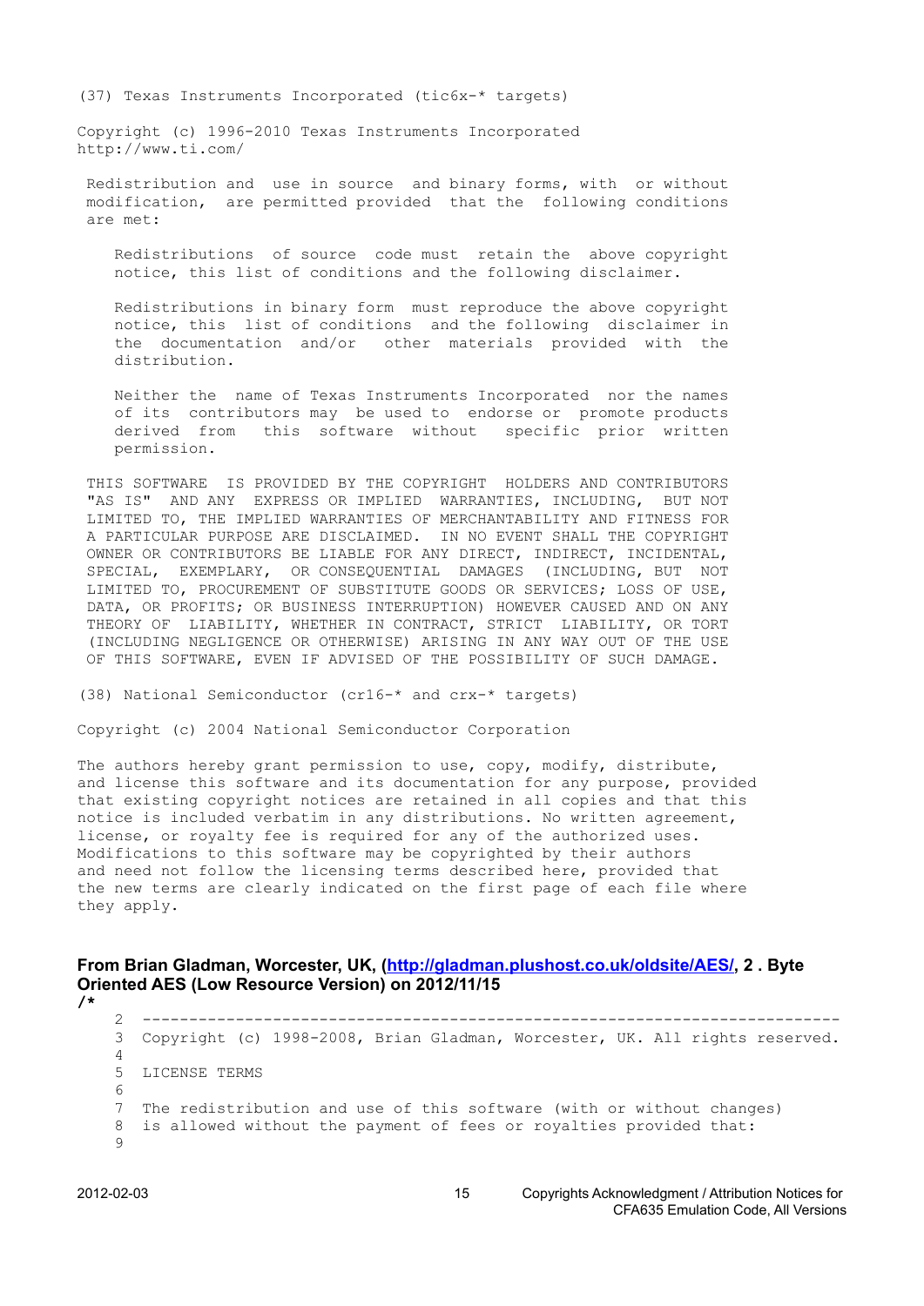(37) Texas Instruments Incorporated (tic6x-* targets)

Copyright (c) 1996-2010 Texas Instruments Incorporated
http://www.ti.com/

Redistribution and use in source and binary forms, with or without modification, are permitted provided that the following conditions are met:

Redistributions of source code must retain the above copyright notice, this list of conditions and the following disclaimer.

Redistributions in binary form must reproduce the above copyright notice, this list of conditions and the following disclaimer in the documentation and/or other materials provided with the distribution.

Neither the name of Texas Instruments Incorporated nor the names of its contributors may be used to endorse or promote products derived from this software without specific prior written permission.

THIS SOFTWARE IS PROVIDED BY THE COPYRIGHT HOLDERS AND CONTRIBUTORS "AS IS" AND ANY EXPRESS OR IMPLIED WARRANTIES, INCLUDING, BUT NOT LIMITED TO, THE IMPLIED WARRANTIES OF MERCHANTABILITY AND FITNESS FOR A PARTICULAR PURPOSE ARE DISCLAIMED. IN NO EVENT SHALL THE COPYRIGHT OWNER OR CONTRIBUTORS BE LIABLE FOR ANY DIRECT, INDIRECT, INCIDENTAL, SPECIAL, EXEMPLARY, OR CONSEQUENTIAL DAMAGES (INCLUDING, BUT NOT LIMITED TO, PROCUREMENT OF SUBSTITUTE GOODS OR SERVICES; LOSS OF USE, DATA, OR PROFITS; OR BUSINESS INTERRUPTION) HOWEVER CAUSED AND ON ANY THEORY OF LIABILITY, WHETHER IN CONTRACT, STRICT LIABILITY, OR TORT (INCLUDING NEGLIGENCE OR OTHERWISE) ARISING IN ANY WAY OUT OF THE USE OF THIS SOFTWARE, EVEN IF ADVISED OF THE POSSIBILITY OF SUCH DAMAGE.

(38) National Semiconductor (cr16-* and crx-* targets)

Copyright (c) 2004 National Semiconductor Corporation

The authors hereby grant permission to use, copy, modify, distribute, and license this software and its documentation for any purpose, provided that existing copyright notices are retained in all copies and that this notice is included verbatim in any distributions. No written agreement, license, or royalty fee is required for any of the authorized uses. Modifications to this software may be copyrighted by their authors and need not follow the licensing terms described here, provided that the new terms are clearly indicated on the first page of each file where they apply.

**From Brian Gladman, Worcester, UK, (http://gladman.plushost.co.uk/oldsite/AES/, 2 . Byte Oriented AES (Low Resource Version) on 2012/11/15**

```
/*
 2  ---------------------------------------------------------------------------
 3  Copyright (c) 1998-2008, Brian Gladman, Worcester, UK. All rights reserved.
 4
 5  LICENSE TERMS
 6
 7  The redistribution and use of this software (with or without changes)
 8  is allowed without the payment of fees or royalties provided that:
 9
```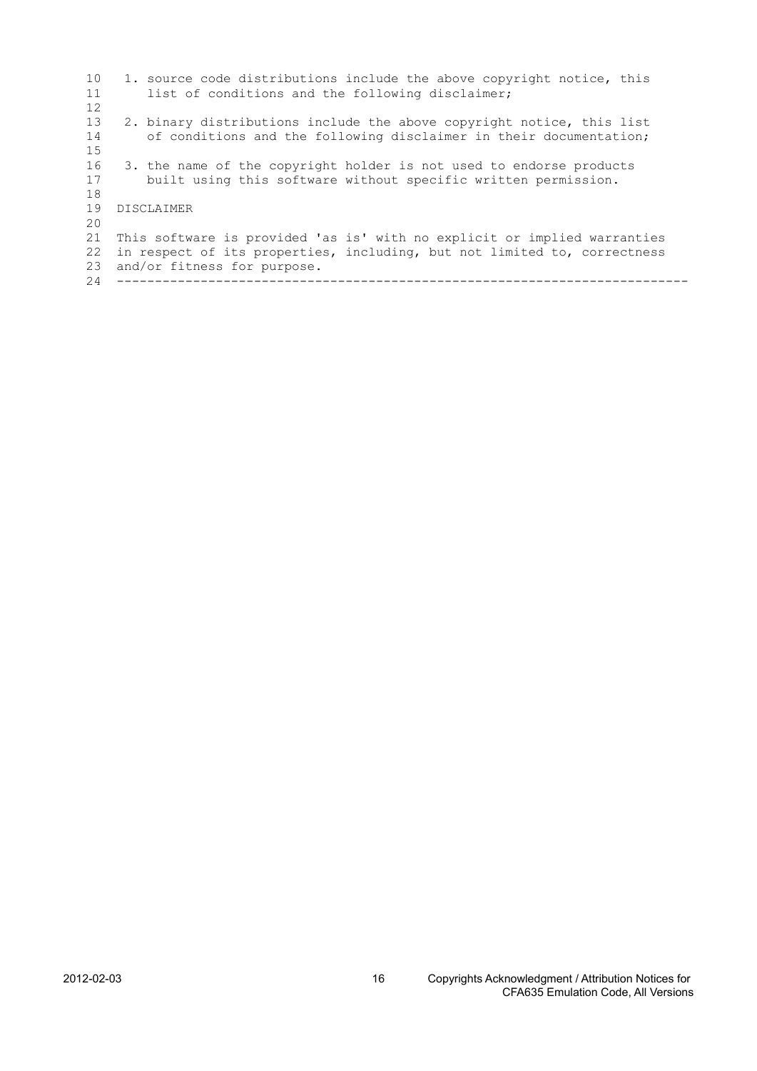```
10   1. source code distributions include the above copyright notice, this
11      list of conditions and the following disclaimer;
12
13   2. binary distributions include the above copyright notice, this list
14      of conditions and the following disclaimer in their documentation;
15
16   3. the name of the copyright holder is not used to endorse products
17      built using this software without specific written permission.
18
19  DISCLAIMER
20
21  This software is provided 'as is' with no explicit or implied warranties
22  in respect of its properties, including, but not limited to, correctness
23  and/or fitness for purpose.
24  ---------------------------------------------------------------------------
```